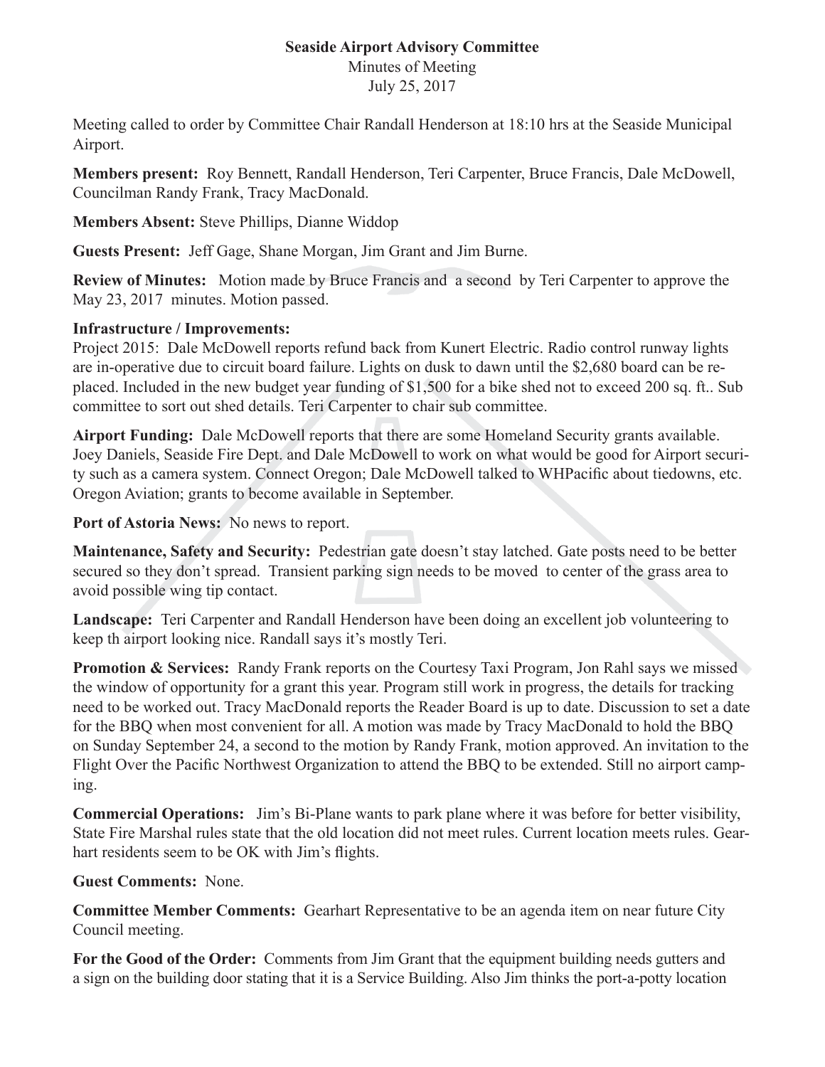**Seaside Airport Advisory Committee**

Minutes of Meeting

July 25, 2017

Meeting called to order by Committee Chair Randall Henderson at 18:10 hrs at the Seaside Municipal Airport.

**Members present:** Roy Bennett, Randall Henderson, Teri Carpenter, Bruce Francis, Dale McDowell, Councilman Randy Frank, Tracy MacDonald.

**Members Absent:** Steve Phillips, Dianne Widdop

**Guests Present:** Jeff Gage, Shane Morgan, Jim Grant and Jim Burne.

**Review of Minutes:** Motion made by Bruce Francis and a second by Teri Carpenter to approve the May 23, 2017 minutes. Motion passed.

**Infrastructure / Improvements:**
Project 2015: Dale McDowell reports refund back from Kunert Electric. Radio control runway lights are in-operative due to circuit board failure. Lights on dusk to dawn until the $2,680 board can be replaced. Included in the new budget year funding of $1,500 for a bike shed not to exceed 200 sq. ft.. Sub committee to sort out shed details. Teri Carpenter to chair sub committee.

**Airport Funding:** Dale McDowell reports that there are some Homeland Security grants available. Joey Daniels, Seaside Fire Dept. and Dale McDowell to work on what would be good for Airport security such as a camera system. Connect Oregon; Dale McDowell talked to WHPacific about tiedowns, etc. Oregon Aviation; grants to become available in September.

**Port of Astoria News:** No news to report.

**Maintenance, Safety and Security:** Pedestrian gate doesn't stay latched. Gate posts need to be better secured so they don't spread. Transient parking sign needs to be moved to center of the grass area to avoid possible wing tip contact.

**Landscape:** Teri Carpenter and Randall Henderson have been doing an excellent job volunteering to keep th airport looking nice. Randall says it's mostly Teri.

**Promotion & Services:** Randy Frank reports on the Courtesy Taxi Program, Jon Rahl says we missed the window of opportunity for a grant this year. Program still work in progress, the details for tracking need to be worked out. Tracy MacDonald reports the Reader Board is up to date. Discussion to set a date for the BBQ when most convenient for all. A motion was made by Tracy MacDonald to hold the BBQ on Sunday September 24, a second to the motion by Randy Frank, motion approved. An invitation to the Flight Over the Pacific Northwest Organization to attend the BBQ to be extended. Still no airport camping.

**Commercial Operations:** Jim's Bi-Plane wants to park plane where it was before for better visibility, State Fire Marshal rules state that the old location did not meet rules. Current location meets rules. Gearhart residents seem to be OK with Jim's flights.

**Guest Comments:** None.

**Committee Member Comments:** Gearhart Representative to be an agenda item on near future City Council meeting.

**For the Good of the Order:** Comments from Jim Grant that the equipment building needs gutters and a sign on the building door stating that it is a Service Building. Also Jim thinks the port-a-potty location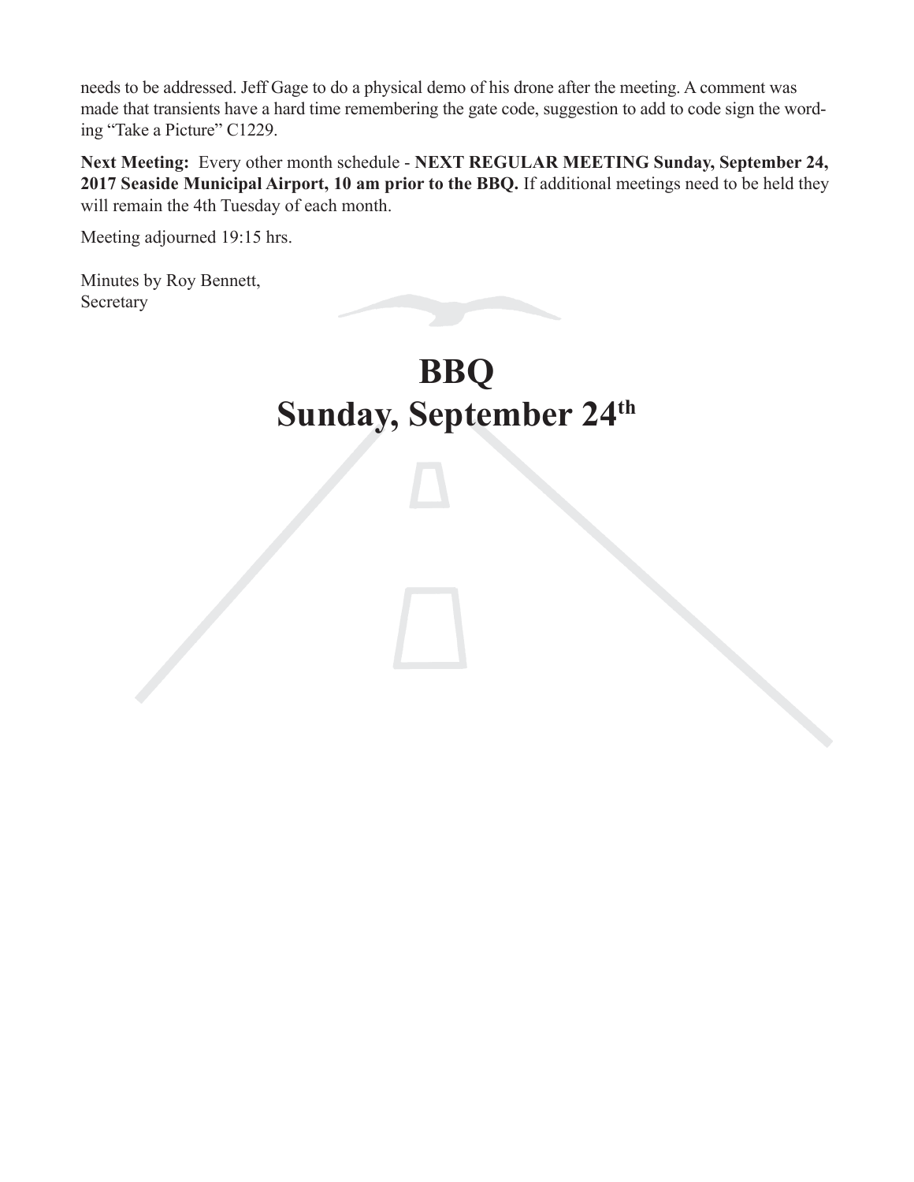needs to be addressed. Jeff Gage to do a physical demo of his drone after the meeting. A comment was made that transients have a hard time remembering the gate code, suggestion to add to code sign the wording "Take a Picture" C1229.

**Next Meeting:** Every other month schedule - **NEXT REGULAR MEETING Sunday, September 24, 2017 Seaside Municipal Airport, 10 am prior to the BBQ.** If additional meetings need to be held they will remain the 4th Tuesday of each month.

Meeting adjourned 19:15 hrs.

Minutes by Roy Bennett,
Secretary

# BBQ
# Sunday, September 24th